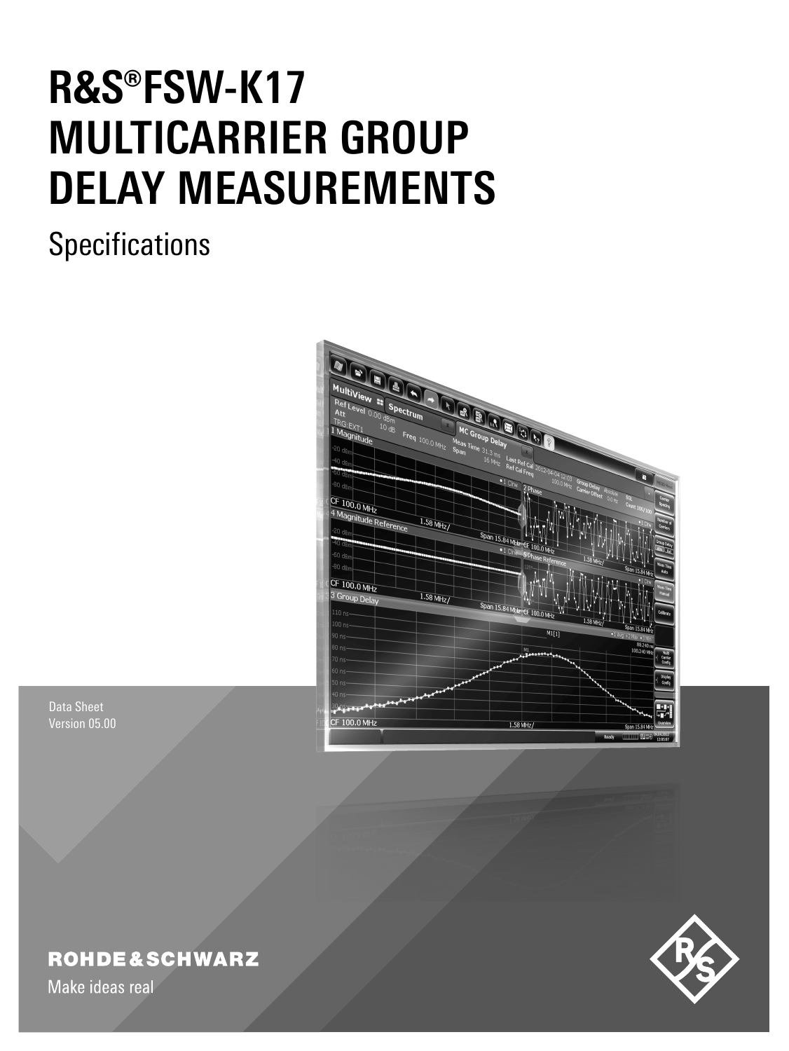# R&S®FSW-K17 MULTICARRIER GROUP DELAY MEASUREMENTS

Specifications

Data Sheet
Version 05.00

ROHDE&SCHWARZ

Make ideas real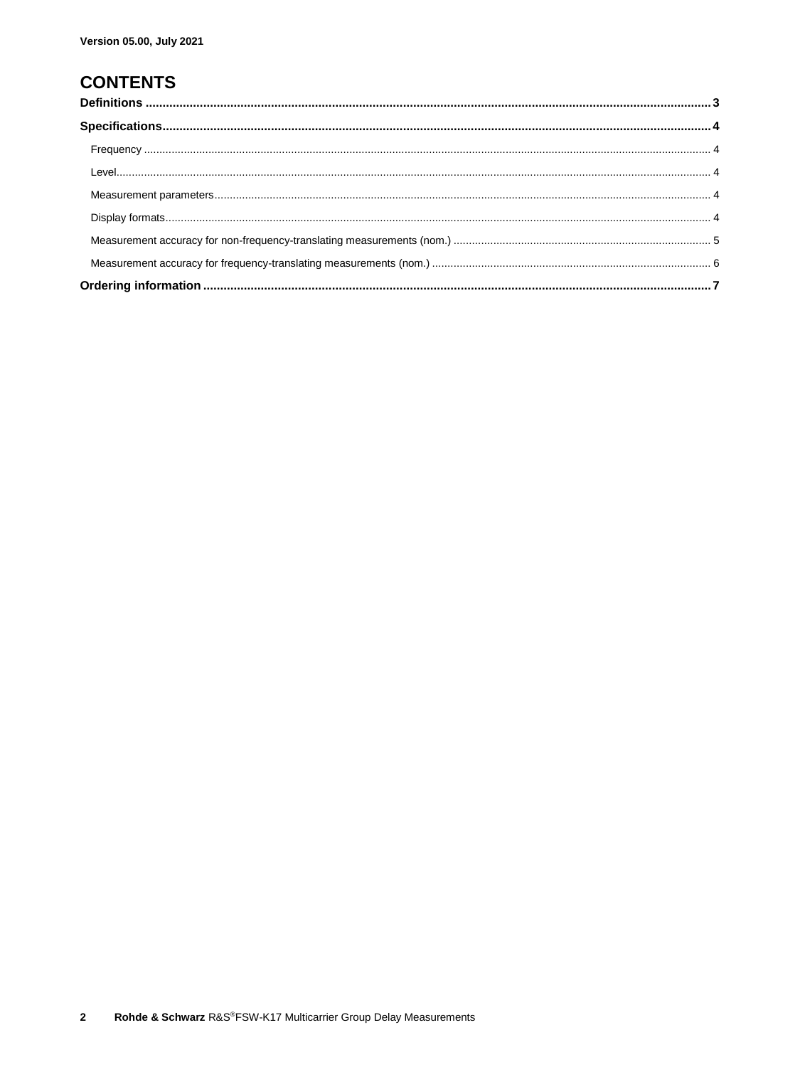Version 05.00, July 2021

# CONTENTS

**Definitions** ........ **3**

**Specifications** ........ **4**

- Frequency ........ 4
- Level ........ 4
- Measurement parameters ........ 4
- Display formats ........ 4
- Measurement accuracy for non-frequency-translating measurements (nom.) ........ 5
- Measurement accuracy for frequency-translating measurements (nom.) ........ 6

**Ordering information** ........ **7**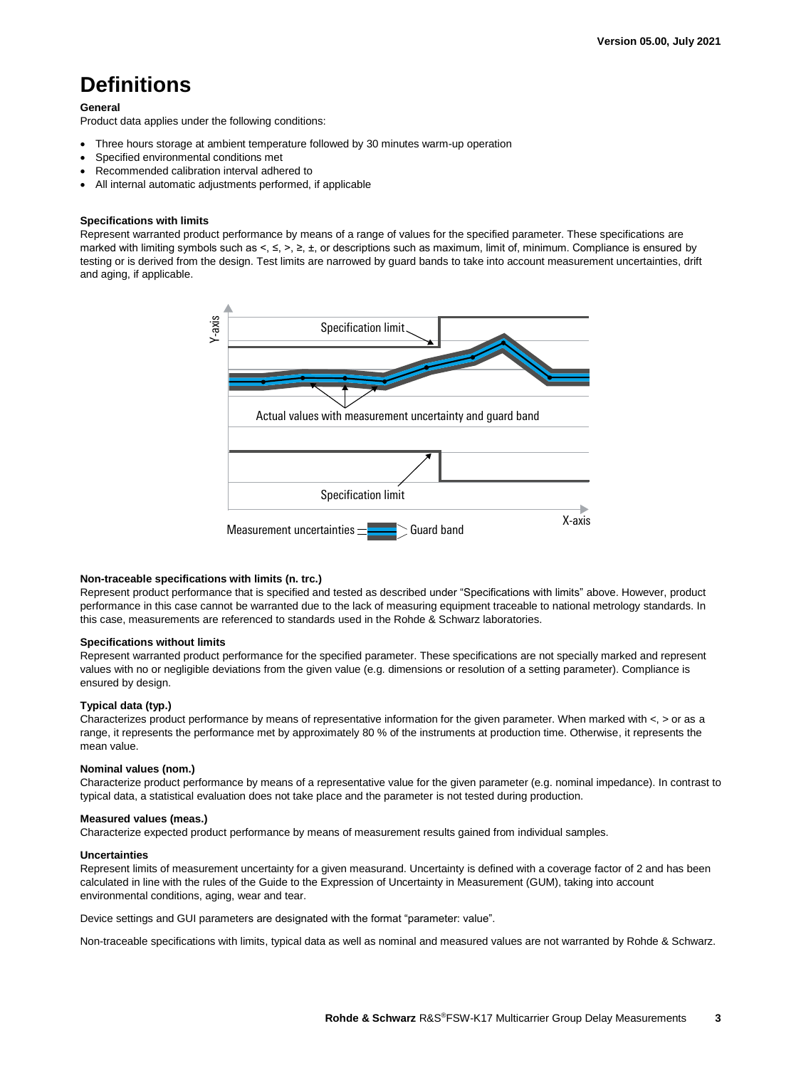# Definitions

**General**

Product data applies under the following conditions:

- Three hours storage at ambient temperature followed by 30 minutes warm-up operation
- Specified environmental conditions met
- Recommended calibration interval adhered to
- All internal automatic adjustments performed, if applicable

**Specifications with limits**

Represent warranted product performance by means of a range of values for the specified parameter. These specifications are marked with limiting symbols such as <, ≤, >, ≥, ±, or descriptions such as maximum, limit of, minimum. Compliance is ensured by testing or is derived from the design. Test limits are narrowed by guard bands to take into account measurement uncertainties, drift and aging, if applicable.

**Non-traceable specifications with limits (n. trc.)**

Represent product performance that is specified and tested as described under "Specifications with limits" above. However, product performance in this case cannot be warranted due to the lack of measuring equipment traceable to national metrology standards. In this case, measurements are referenced to standards used in the Rohde & Schwarz laboratories.

**Specifications without limits**

Represent warranted product performance for the specified parameter. These specifications are not specially marked and represent values with no or negligible deviations from the given value (e.g. dimensions or resolution of a setting parameter). Compliance is ensured by design.

**Typical data (typ.)**

Characterizes product performance by means of representative information for the given parameter. When marked with <, > or as a range, it represents the performance met by approximately 80 % of the instruments at production time. Otherwise, it represents the mean value.

**Nominal values (nom.)**

Characterize product performance by means of a representative value for the given parameter (e.g. nominal impedance). In contrast to typical data, a statistical evaluation does not take place and the parameter is not tested during production.

**Measured values (meas.)**

Characterize expected product performance by means of measurement results gained from individual samples.

**Uncertainties**

Represent limits of measurement uncertainty for a given measurand. Uncertainty is defined with a coverage factor of 2 and has been calculated in line with the rules of the Guide to the Expression of Uncertainty in Measurement (GUM), taking into account environmental conditions, aging, wear and tear.

Device settings and GUI parameters are designated with the format "parameter: value".

Non-traceable specifications with limits, typical data as well as nominal and measured values are not warranted by Rohde & Schwarz.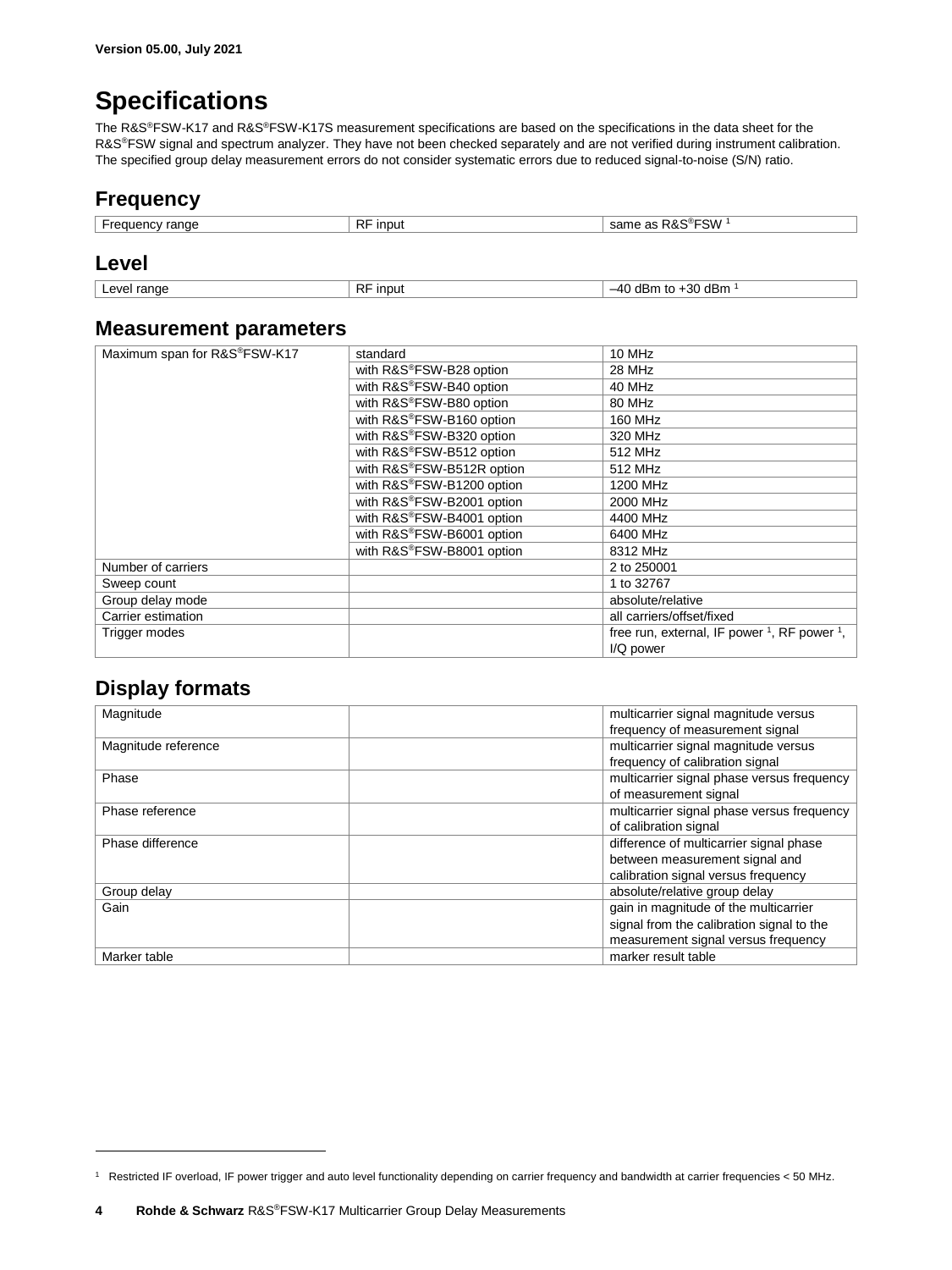Version 05.00, July 2021

# Specifications

The R&S®FSW-K17 and R&S®FSW-K17S measurement specifications are based on the specifications in the data sheet for the R&S®FSW signal and spectrum analyzer. They have not been checked separately and are not verified during instrument calibration. The specified group delay measurement errors do not consider systematic errors due to reduced signal-to-noise (S/N) ratio.

## Frequency

| | | |
|---|---|---|
| Frequency range | RF input | same as R&S®FSW [1] |

## Level

| | | |
|---|---|---|
| Level range | RF input | –40 dBm to +30 dBm [1] |

## Measurement parameters

| | | |
|---|---|---|
| Maximum span for R&S®FSW-K17 | standard | 10 MHz |
| | with R&S®FSW-B28 option | 28 MHz |
| | with R&S®FSW-B40 option | 40 MHz |
| | with R&S®FSW-B80 option | 80 MHz |
| | with R&S®FSW-B160 option | 160 MHz |
| | with R&S®FSW-B320 option | 320 MHz |
| | with R&S®FSW-B512 option | 512 MHz |
| | with R&S®FSW-B512R option | 512 MHz |
| | with R&S®FSW-B1200 option | 1200 MHz |
| | with R&S®FSW-B2001 option | 2000 MHz |
| | with R&S®FSW-B4001 option | 4400 MHz |
| | with R&S®FSW-B6001 option | 6400 MHz |
| | with R&S®FSW-B8001 option | 8312 MHz |
| Number of carriers | | 2 to 250001 |
| Sweep count | | 1 to 32767 |
| Group delay mode | | absolute/relative |
| Carrier estimation | | all carriers/offset/fixed |
| Trigger modes | | free run, external, IF power [1], RF power [1], I/Q power |

## Display formats

| | | |
|---|---|---|
| Magnitude | | multicarrier signal magnitude versus frequency of measurement signal |
| Magnitude reference | | multicarrier signal magnitude versus frequency of calibration signal |
| Phase | | multicarrier signal phase versus frequency of measurement signal |
| Phase reference | | multicarrier signal phase versus frequency of calibration signal |
| Phase difference | | difference of multicarrier signal phase between measurement signal and calibration signal versus frequency |
| Group delay | | absolute/relative group delay |
| Gain | | gain in magnitude of the multicarrier signal from the calibration signal to the measurement signal versus frequency |
| Marker table | | marker result table |

[1] Restricted IF overload, IF power trigger and auto level functionality depending on carrier frequency and bandwidth at carrier frequencies < 50 MHz.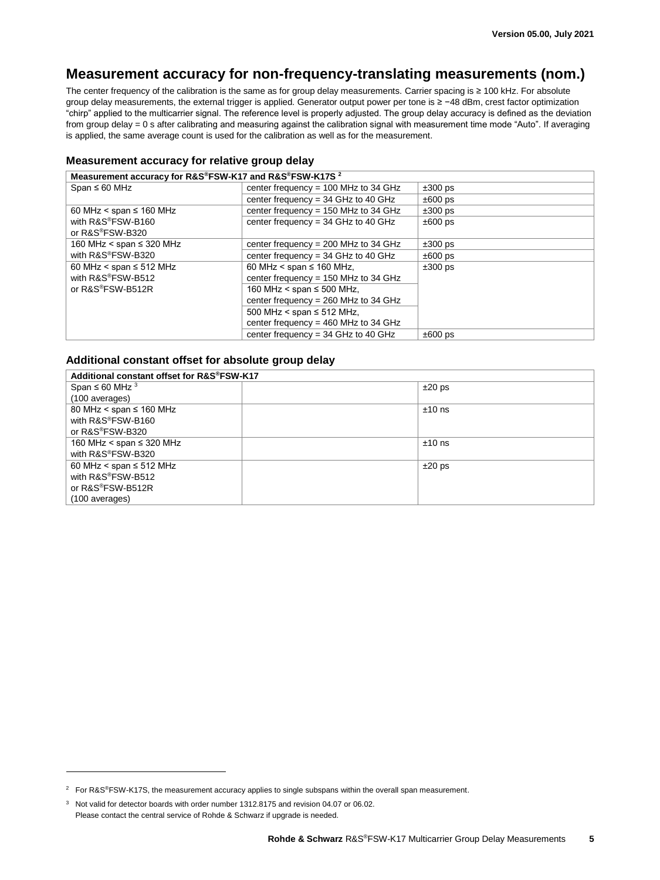# Measurement accuracy for non-frequency-translating measurements (nom.)

The center frequency of the calibration is the same as for group delay measurements. Carrier spacing is ≥ 100 kHz. For absolute group delay measurements, the external trigger is applied. Generator output power per tone is ≥ −48 dBm, crest factor optimization "chirp" applied to the multicarrier signal. The reference level is properly adjusted. The group delay accuracy is defined as the deviation from group delay = 0 s after calibrating and measuring against the calibration signal with measurement time mode "Auto". If averaging is applied, the same average count is used for the calibration as well as for the measurement.

### Measurement accuracy for relative group delay

| Measurement accuracy for R&S®FSW-K17 and R&S®FSW-K17S [2] | | |
|---|---|---|
| Span ≤ 60 MHz | center frequency = 100 MHz to 34 GHz | ±300 ps |
| | center frequency = 34 GHz to 40 GHz | ±600 ps |
| 60 MHz < span ≤ 160 MHz with R&S®FSW-B160 or R&S®FSW-B320 | center frequency = 150 MHz to 34 GHz | ±300 ps |
| | center frequency = 34 GHz to 40 GHz | ±600 ps |
| 160 MHz < span ≤ 320 MHz with R&S®FSW-B320 | center frequency = 200 MHz to 34 GHz | ±300 ps |
| | center frequency = 34 GHz to 40 GHz | ±600 ps |
| 60 MHz < span ≤ 512 MHz with R&S®FSW-B512 or R&S®FSW-B512R | 60 MHz < span ≤ 160 MHz, center frequency = 150 MHz to 34 GHz | ±300 ps |
| | 160 MHz < span ≤ 500 MHz, center frequency = 260 MHz to 34 GHz | |
| | 500 MHz < span ≤ 512 MHz, center frequency = 460 MHz to 34 GHz | |
| | center frequency = 34 GHz to 40 GHz | ±600 ps |

### Additional constant offset for absolute group delay

| Additional constant offset for R&S®FSW-K17 | | |
|---|---|---|
| Span ≤ 60 MHz [3] (100 averages) | | ±20 ps |
| 80 MHz < span ≤ 160 MHz with R&S®FSW-B160 or R&S®FSW-B320 | | ±10 ns |
| 160 MHz < span ≤ 320 MHz with R&S®FSW-B320 | | ±10 ns |
| 60 MHz < span ≤ 512 MHz with R&S®FSW-B512 or R&S®FSW-B512R (100 averages) | | ±20 ps |

[2] For R&S®FSW-K17S, the measurement accuracy applies to single subspans within the overall span measurement.

[3] Not valid for detector boards with order number 1312.8175 and revision 04.07 or 06.02. Please contact the central service of Rohde & Schwarz if upgrade is needed.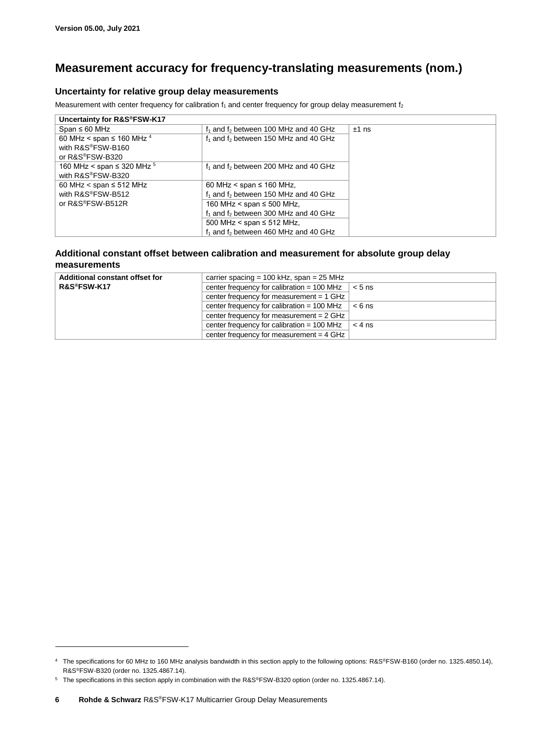# Measurement accuracy for frequency-translating measurements (nom.)

## Uncertainty for relative group delay measurements

Measurement with center frequency for calibration $f_1$ and center frequency for group delay measurement $f_2$

| Uncertainty for R&S®FSW-K17 | | |
|---|---|---|
| Span ≤ 60 MHz | $f_1$ and $f_2$ between 100 MHz and 40 GHz | ±1 ns |
| 60 MHz < span ≤ 160 MHz [4] with R&S®FSW-B160 or R&S®FSW-B320 | $f_1$ and $f_2$ between 150 MHz and 40 GHz | |
| 160 MHz < span ≤ 320 MHz [5] with R&S®FSW-B320 | $f_1$ and $f_2$ between 200 MHz and 40 GHz | |
| 60 MHz < span ≤ 512 MHz with R&S®FSW-B512 or R&S®FSW-B512R | 60 MHz < span ≤ 160 MHz, $f_1$ and $f_2$ between 150 MHz and 40 GHz | |
| | 160 MHz < span ≤ 500 MHz, $f_1$ and $f_2$ between 300 MHz and 40 GHz | |
| | 500 MHz < span ≤ 512 MHz, $f_1$ and $f_2$ between 460 MHz and 40 GHz | |

## Additional constant offset between calibration and measurement for absolute group delay measurements

| Additional constant offset for R&S®FSW-K17 | carrier spacing = 100 kHz, span = 25 MHz | |
|---|---|---|
| | center frequency for calibration = 100 MHz, center frequency for measurement = 1 GHz | < 5 ns |
| | center frequency for calibration = 100 MHz, center frequency for measurement = 2 GHz | < 6 ns |
| | center frequency for calibration = 100 MHz, center frequency for measurement = 4 GHz | < 4 ns |

[4] The specifications for 60 MHz to 160 MHz analysis bandwidth in this section apply to the following options: R&S®FSW-B160 (order no. 1325.4850.14), R&S®FSW-B320 (order no. 1325.4867.14).

[5] The specifications in this section apply in combination with the R&S®FSW-B320 option (order no. 1325.4867.14).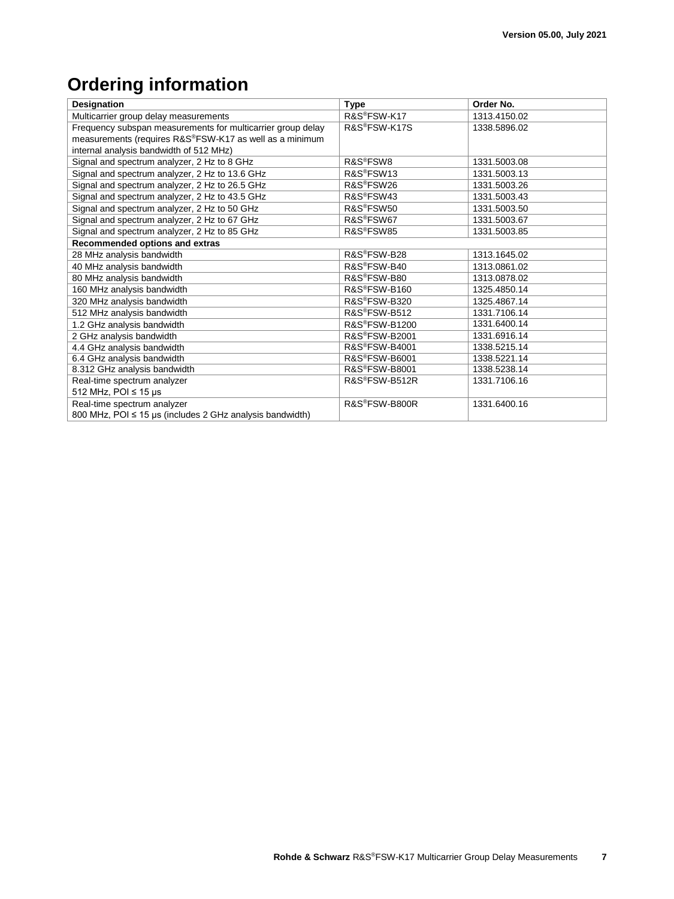# Ordering information

| Designation | Type | Order No. |
|---|---|---|
| Multicarrier group delay measurements | R&S®FSW-K17 | 1313.4150.02 |
| Frequency subspan measurements for multicarrier group delay measurements (requires R&S®FSW-K17 as well as a minimum internal analysis bandwidth of 512 MHz) | R&S®FSW-K17S | 1338.5896.02 |
| Signal and spectrum analyzer, 2 Hz to 8 GHz | R&S®FSW8 | 1331.5003.08 |
| Signal and spectrum analyzer, 2 Hz to 13.6 GHz | R&S®FSW13 | 1331.5003.13 |
| Signal and spectrum analyzer, 2 Hz to 26.5 GHz | R&S®FSW26 | 1331.5003.26 |
| Signal and spectrum analyzer, 2 Hz to 43.5 GHz | R&S®FSW43 | 1331.5003.43 |
| Signal and spectrum analyzer, 2 Hz to 50 GHz | R&S®FSW50 | 1331.5003.50 |
| Signal and spectrum analyzer, 2 Hz to 67 GHz | R&S®FSW67 | 1331.5003.67 |
| Signal and spectrum analyzer, 2 Hz to 85 GHz | R&S®FSW85 | 1331.5003.85 |
| **Recommended options and extras** | | |
| 28 MHz analysis bandwidth | R&S®FSW-B28 | 1313.1645.02 |
| 40 MHz analysis bandwidth | R&S®FSW-B40 | 1313.0861.02 |
| 80 MHz analysis bandwidth | R&S®FSW-B80 | 1313.0878.02 |
| 160 MHz analysis bandwidth | R&S®FSW-B160 | 1325.4850.14 |
| 320 MHz analysis bandwidth | R&S®FSW-B320 | 1325.4867.14 |
| 512 MHz analysis bandwidth | R&S®FSW-B512 | 1331.7106.14 |
| 1.2 GHz analysis bandwidth | R&S®FSW-B1200 | 1331.6400.14 |
| 2 GHz analysis bandwidth | R&S®FSW-B2001 | 1331.6916.14 |
| 4.4 GHz analysis bandwidth | R&S®FSW-B4001 | 1338.5215.14 |
| 6.4 GHz analysis bandwidth | R&S®FSW-B6001 | 1338.5221.14 |
| 8.312 GHz analysis bandwidth | R&S®FSW-B8001 | 1338.5238.14 |
| Real-time spectrum analyzer 512 MHz, POI ≤ 15 µs | R&S®FSW-B512R | 1331.7106.16 |
| Real-time spectrum analyzer 800 MHz, POI ≤ 15 µs (includes 2 GHz analysis bandwidth) | R&S®FSW-B800R | 1331.6400.16 |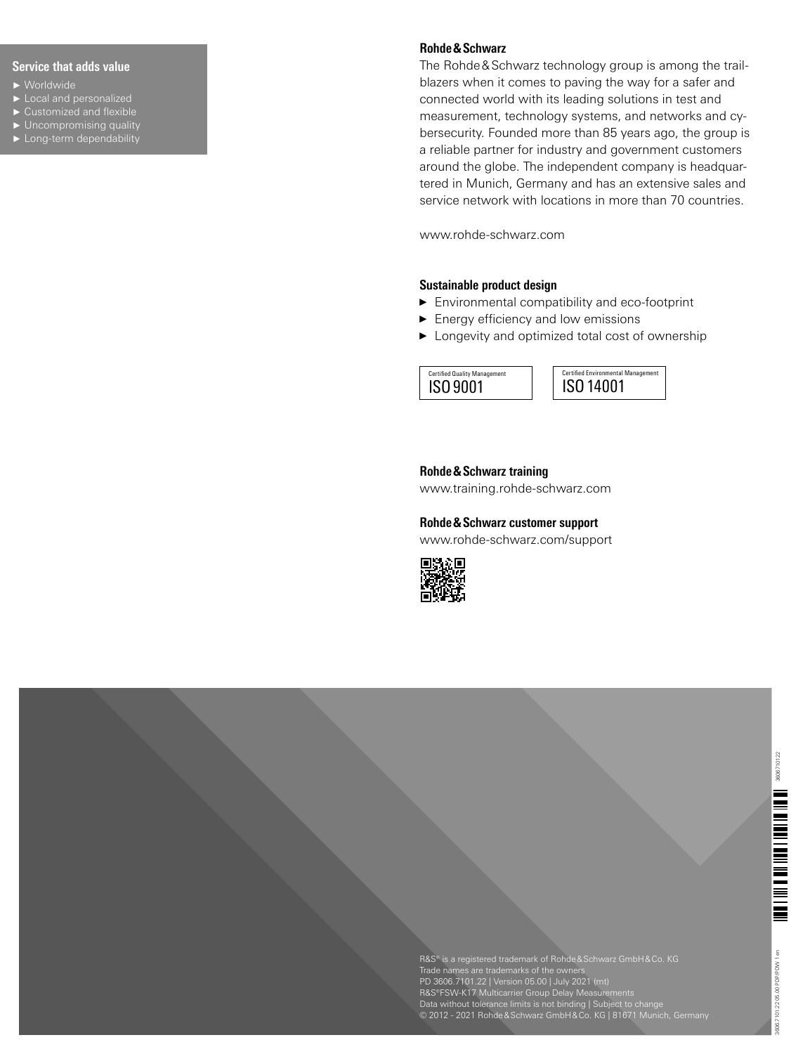## Service that adds value

- Worldwide
- Local and personalized
- Customized and flexible
- Uncompromising quality
- Long-term dependability

## Rohde & Schwarz

The Rohde & Schwarz technology group is among the trail-blazers when it comes to paving the way for a safer and connected world with its leading solutions in test and measurement, technology systems, and networks and cybersecurity. Founded more than 85 years ago, the group is a reliable partner for industry and government customers around the globe. The independent company is headquartered in Munich, Germany and has an extensive sales and service network with locations in more than 70 countries.

www.rohde-schwarz.com

## Sustainable product design

- Environmental compatibility and eco-footprint
- Energy efficiency and low emissions
- Longevity and optimized total cost of ownership

Certified Quality Management
ISO 9001

Certified Environmental Management
ISO 14001

## Rohde & Schwarz training

www.training.rohde-schwarz.com

## Rohde & Schwarz customer support

www.rohde-schwarz.com/support

R&S® is a registered trademark of Rohde & Schwarz GmbH & Co. KG
Trade names are trademarks of the owners
PD 3606.7101.22 | Version 05.00 | July 2021 (mt)
R&S®FSW-K17 Multicarrier Group Delay Measurements
Data without tolerance limits is not binding | Subject to change
© 2012 - 2021 Rohde & Schwarz GmbH & Co. KG | 81671 Munich, Germany

3606710122

3606.7101.22 05.00 PDP/PDW 1 en